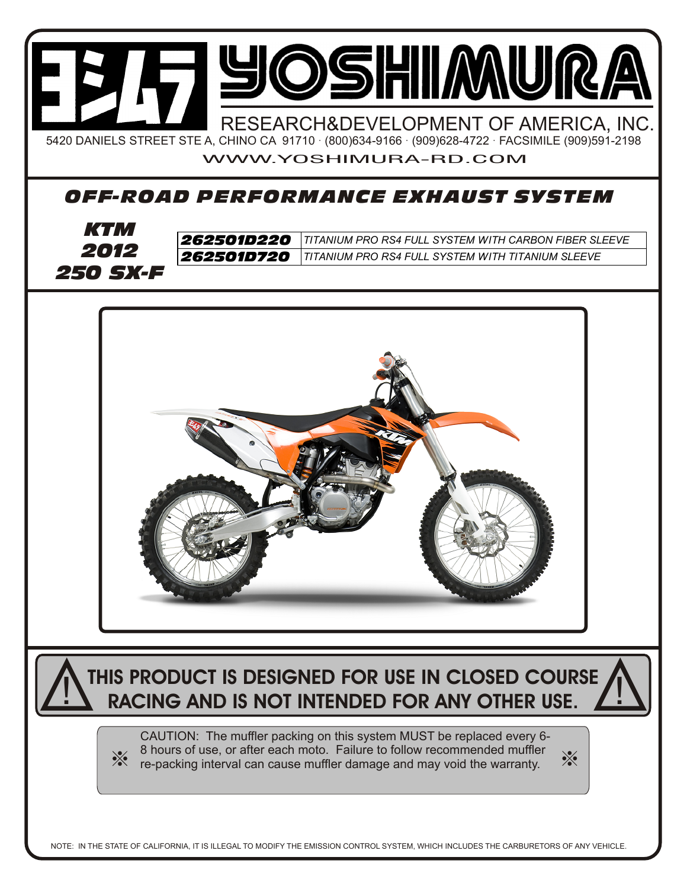# YOSHIMURA

RESEARCH&DEVELOPMENT OF AMERICA, INC.

5420 DANIELS STREET STE A, CHINO CA 91710 · (800)634-9166 · (909)628-4722 · FACSIMILE (909)591-2198

WWW.YOSHIMURA-RD.COM

## *OFF-ROAD PERFORMANCE EXHAUST SYSTEM*

### *KTM 2012 250 SX-F*

| | |
|---|---|
| ***262501D220*** | *TITANIUM PRO RS4 FULL SYSTEM WITH CARBON FIBER SLEEVE* |
| ***262501D720*** | *TITANIUM PRO RS4 FULL SYSTEM WITH TITANIUM SLEEVE* |

**THIS PRODUCT IS DESIGNED FOR USE IN CLOSED COURSE RACING AND IS NOT INTENDED FOR ANY OTHER USE.**

※ CAUTION: The muffler packing on this system MUST be replaced every 6-8 hours of use, or after each moto. Failure to follow recommended muffler re-packing interval can cause muffler damage and may void the warranty. ※

NOTE: IN THE STATE OF CALIFORNIA, IT IS ILLEGAL TO MODIFY THE EMISSION CONTROL SYSTEM, WHICH INCLUDES THE CARBURETORS OF ANY VEHICLE.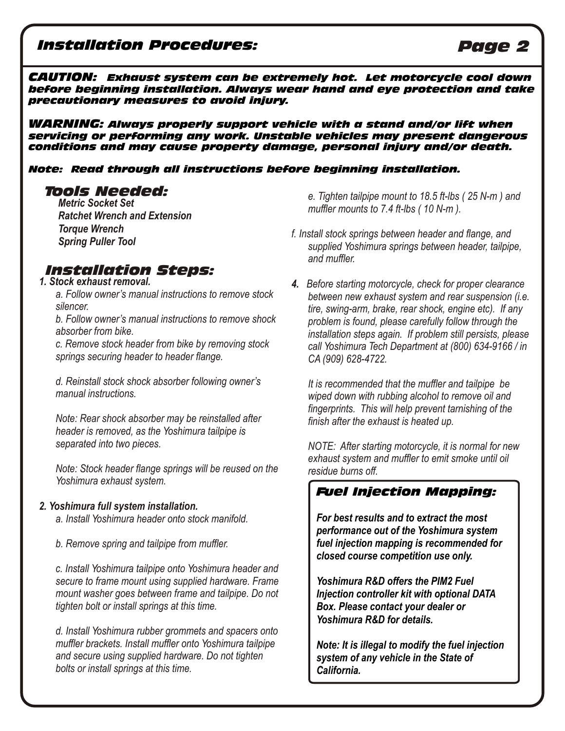## Installation Procedures:

***CAUTION: Exhaust system can be extremely hot. Let motorcycle cool down before beginning installation. Always wear hand and eye protection and take precautionary measures to avoid injury.***

***WARNING: Always properly support vehicle with a stand and/or lift when servicing or performing any work. Unstable vehicles may present dangerous conditions and may cause property damage, personal injury and/or death.***

***Note: Read through all instructions before beginning installation.***

### Tools Needed:

***Metric Socket Set***
***Ratchet Wrench and Extension***
***Torque Wrench***
***Spring Puller Tool***

### Installation Steps:

***1. Stock exhaust removal.***

*a. Follow owner's manual instructions to remove stock silencer.*

*b. Follow owner's manual instructions to remove shock absorber from bike.*

*c. Remove stock header from bike by removing stock springs securing header to header flange.*

*d. Reinstall stock shock absorber following owner's manual instructions.*

*Note: Rear shock absorber may be reinstalled after header is removed, as the Yoshimura tailpipe is separated into two pieces.*

*Note: Stock header flange springs will be reused on the Yoshimura exhaust system.*

***2. Yoshimura full system installation.***

*a. Install Yoshimura header onto stock manifold.*

*b. Remove spring and tailpipe from muffler.*

*c. Install Yoshimura tailpipe onto Yoshimura header and secure to frame mount using supplied hardware. Frame mount washer goes between frame and tailpipe. Do not tighten bolt or install springs at this time.*

*d. Install Yoshimura rubber grommets and spacers onto muffler brackets. Install muffler onto Yoshimura tailpipe and secure using supplied hardware. Do not tighten bolts or install springs at this time.*

*e. Tighten tailpipe mount to 18.5 ft-lbs ( 25 N-m ) and muffler mounts to 7.4 ft-lbs ( 10 N-m ).*

*f. Install stock springs between header and flange, and supplied Yoshimura springs between header, tailpipe, and muffler.*

***4.*** *Before starting motorcycle, check for proper clearance between new exhaust system and rear suspension (i.e. tire, swing-arm, brake, rear shock, engine etc). If any problem is found, please carefully follow through the installation steps again. If problem still persists, please call Yoshimura Tech Department at (800) 634-9166 / in CA (909) 628-4722.*

*It is recommended that the muffler and tailpipe be wiped down with rubbing alcohol to remove oil and fingerprints. This will help prevent tarnishing of the finish after the exhaust is heated up.*

*NOTE: After starting motorcycle, it is normal for new exhaust system and muffler to emit smoke until oil residue burns off.*

### Fuel Injection Mapping:

***For best results and to extract the most performance out of the Yoshimura system fuel injection mapping is recommended for closed course competition use only.***

***Yoshimura R&D offers the PIM2 Fuel Injection controller kit with optional DATA Box. Please contact your dealer or Yoshimura R&D for details.***

***Note: It is illegal to modify the fuel injection system of any vehicle in the State of California.***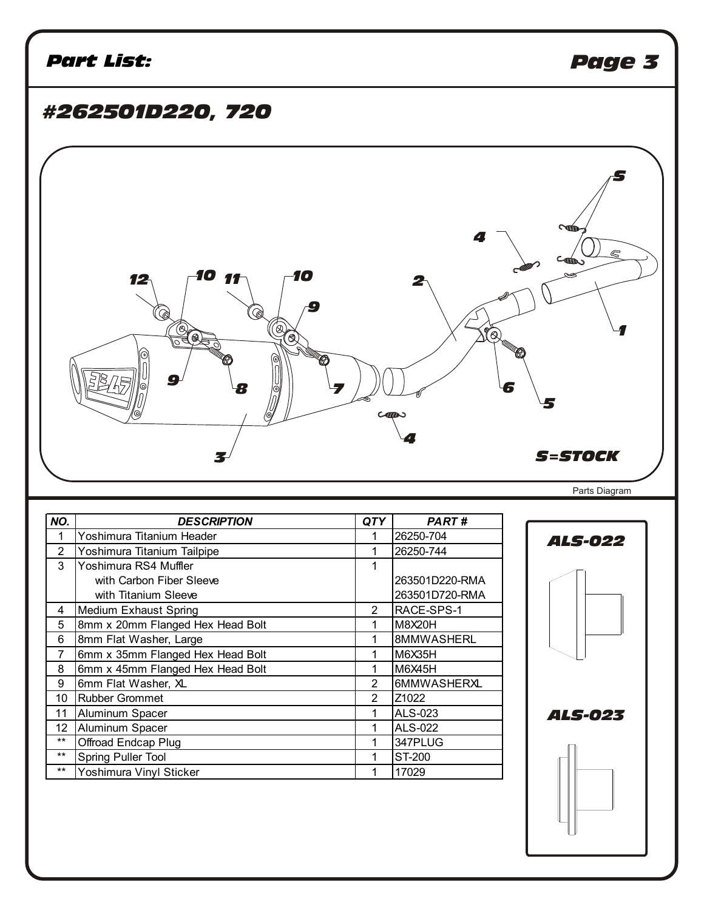## Part List:

# #262501D220, 720

12 10 11 10 9 2 4 S 1 9 8 7 6 5 4 3

S=STOCK

Parts Diagram

| NO. | DESCRIPTION | QTY | PART # |
|---|---|---|---|
| 1 | Yoshimura Titanium Header | 1 | 26250-704 |
| 2 | Yoshimura Titanium Tailpipe | 1 | 26250-744 |
| 3 | Yoshimura RS4 Muffler | 1 | |
| | with Carbon Fiber Sleeve | | 263501D220-RMA |
| | with Titanium Sleeve | | 263501D720-RMA |
| 4 | Medium Exhaust Spring | 2 | RACE-SPS-1 |
| 5 | 8mm x 20mm Flanged Hex Head Bolt | 1 | M8X20H |
| 6 | 8mm Flat Washer, Large | 1 | 8MMWASHERL |
| 7 | 6mm x 35mm Flanged Hex Head Bolt | 1 | M6X35H |
| 8 | 6mm x 45mm Flanged Hex Head Bolt | 1 | M6X45H |
| 9 | 6mm Flat Washer, XL | 2 | 6MMWASHERXL |
| 10 | Rubber Grommet | 2 | Z1022 |
| 11 | Aluminum Spacer | 1 | ALS-023 |
| 12 | Aluminum Spacer | 1 | ALS-022 |
| ** | Offroad Endcap Plug | 1 | 347PLUG |
| ** | Spring Puller Tool | 1 | ST-200 |
| ** | Yoshimura Vinyl Sticker | 1 | 17029 |

ALS-022

ALS-023